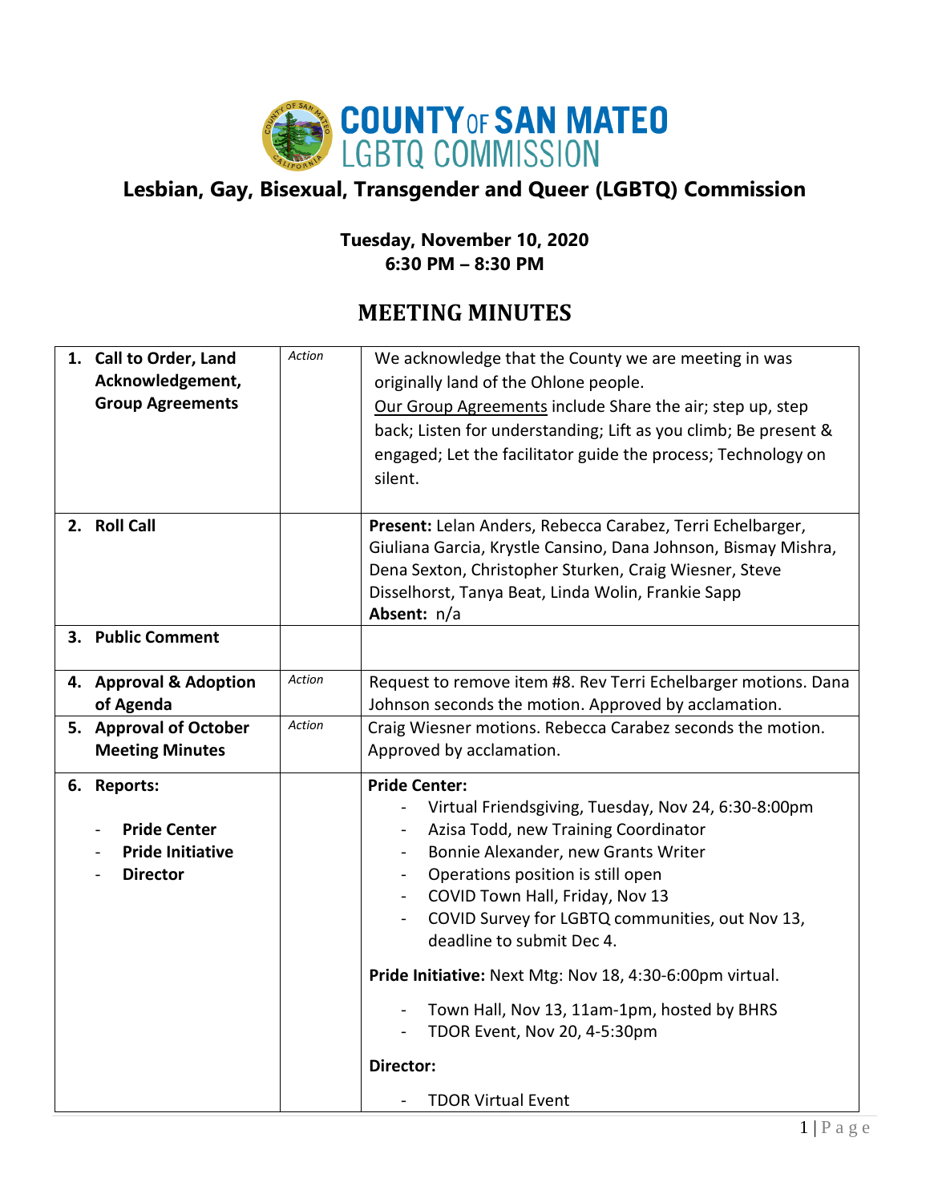# COUNTY OF SAN MATEO LGBTQ COMMISSION

## Lesbian, Gay, Bisexual, Transgender and Queer (LGBTQ) Commission

**Tuesday, November 10, 2020**
**6:30 PM – 8:30 PM**

## MEETING MINUTES

| Item | | Notes |
|---|---|---|
| **1. Call to Order, Land Acknowledgement, Group Agreements** | *Action* | We acknowledge that the County we are meeting in was originally land of the Ohlone people. Our Group Agreements include Share the air; step up, step back; Listen for understanding; Lift as you climb; Be present & engaged; Let the facilitator guide the process; Technology on silent. |
| **2. Roll Call** | | **Present:** Lelan Anders, Rebecca Carabez, Terri Echelbarger, Giuliana Garcia, Krystle Cansino, Dana Johnson, Bismay Mishra, Dena Sexton, Christopher Sturken, Craig Wiesner, Steve Disselhorst, Tanya Beat, Linda Wolin, Frankie Sapp<br>**Absent:** n/a |
| **3. Public Comment** | | |
| **4. Approval & Adoption of Agenda** | *Action* | Request to remove item #8. Rev Terri Echelbarger motions. Dana Johnson seconds the motion. Approved by acclamation. |
| **5. Approval of October Meeting Minutes** | *Action* | Craig Wiesner motions. Rebecca Carabez seconds the motion. Approved by acclamation. |
| **6. Reports:**<br>- **Pride Center**<br>- **Pride Initiative**<br>- **Director** | | **Pride Center:**<br>- Virtual Friendsgiving, Tuesday, Nov 24, 6:30-8:00pm<br>- Azisa Todd, new Training Coordinator<br>- Bonnie Alexander, new Grants Writer<br>- Operations position is still open<br>- COVID Town Hall, Friday, Nov 13<br>- COVID Survey for LGBTQ communities, out Nov 13, deadline to submit Dec 4.<br>**Pride Initiative:** Next Mtg: Nov 18, 4:30-6:00pm virtual.<br>- Town Hall, Nov 13, 11am-1pm, hosted by BHRS<br>- TDOR Event, Nov 20, 4-5:30pm<br>**Director:**<br>- TDOR Virtual Event |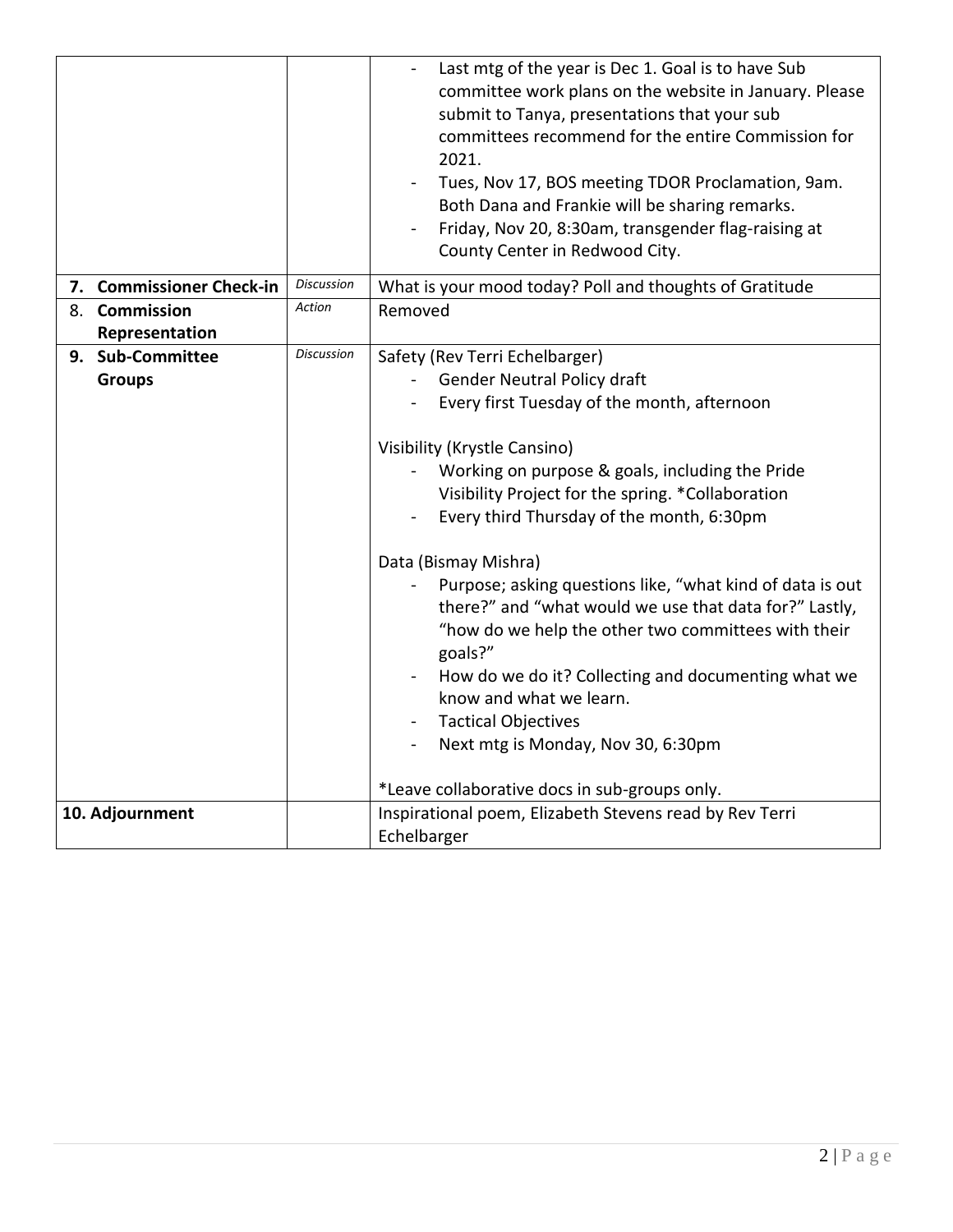| | | |
|---|---|---|
| | | - Last mtg of the year is Dec 1. Goal is to have Sub committee work plans on the website in January. Please submit to Tanya, presentations that your sub committees recommend for the entire Commission for 2021.<br>- Tues, Nov 17, BOS meeting TDOR Proclamation, 9am. Both Dana and Frankie will be sharing remarks.<br>- Friday, Nov 20, 8:30am, transgender flag-raising at County Center in Redwood City. |
| **7. Commissioner Check-in** | *Discussion* | What is your mood today? Poll and thoughts of Gratitude |
| 8. **Commission Representation** | *Action* | Removed |
| **9. Sub-Committee Groups** | *Discussion* | Safety (Rev Terri Echelbarger)<br>- Gender Neutral Policy draft<br>- Every first Tuesday of the month, afternoon<br><br>Visibility (Krystle Cansino)<br>- Working on purpose & goals, including the Pride Visibility Project for the spring. *Collaboration<br>- Every third Thursday of the month, 6:30pm<br><br>Data (Bismay Mishra)<br>- Purpose; asking questions like, "what kind of data is out there?" and "what would we use that data for?" Lastly, "how do we help the other two committees with their goals?"<br>- How do we do it? Collecting and documenting what we know and what we learn.<br>- Tactical Objectives<br>- Next mtg is Monday, Nov 30, 6:30pm<br><br>*Leave collaborative docs in sub-groups only. |
| **10. Adjournment** | | Inspirational poem, Elizabeth Stevens read by Rev Terri Echelbarger |